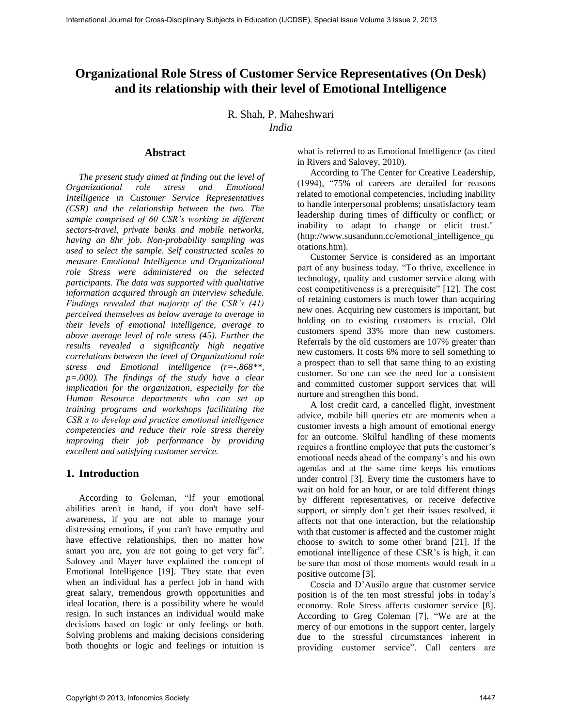# Organizational Role Stress of Customer Service Representatives (On Desk) and its relationship with their level of Emotional Intelligence

R. Shah, P. Maheshwari
*India*

## Abstract

*The present study aimed at finding out the level of Organizational role stress and Emotional Intelligence in Customer Service Representatives (CSR) and the relationship between the two. The sample comprised of 60 CSR's working in different sectors-travel, private banks and mobile networks, having an 8hr job. Non-probability sampling was used to select the sample. Self constructed scales to measure Emotional Intelligence and Organizational role Stress were administered on the selected participants. The data was supported with qualitative information acquired through an interview schedule. Findings revealed that majority of the CSR's (41) perceived themselves as below average to average in their levels of emotional intelligence, average to above average level of role stress (45). Further the results revealed a significantly high negative correlations between the level of Organizational role stress and Emotional intelligence (r=-.868\*\*, p=.000). The findings of the study have a clear implication for the organization, especially for the Human Resource departments who can set up training programs and workshops facilitating the CSR's to develop and practice emotional intelligence competencies and reduce their role stress thereby improving their job performance by providing excellent and satisfying customer service.*

## 1. Introduction

According to Goleman, "If your emotional abilities aren't in hand, if you don't have self-awareness, if you are not able to manage your distressing emotions, if you can't have empathy and have effective relationships, then no matter how smart you are, you are not going to get very far". Salovey and Mayer have explained the concept of Emotional Intelligence [19]. They state that even when an individual has a perfect job in hand with great salary, tremendous growth opportunities and ideal location, there is a possibility where he would resign. In such instances an individual would make decisions based on logic or only feelings or both. Solving problems and making decisions considering both thoughts or logic and feelings or intuition is what is referred to as Emotional Intelligence (as cited in Rivers and Salovey, 2010).

According to The Center for Creative Leadership, (1994), "75% of careers are derailed for reasons related to emotional competencies, including inability to handle interpersonal problems; unsatisfactory team leadership during times of difficulty or conflict; or inability to adapt to change or elicit trust." (http://www.susandunn.cc/emotional_intelligence_quotations.htm).

Customer Service is considered as an important part of any business today. "To thrive, excellence in technology, quality and customer service along with cost competitiveness is a prerequisite" [12]. The cost of retaining customers is much lower than acquiring new ones. Acquiring new customers is important, but holding on to existing customers is crucial. Old customers spend 33% more than new customers. Referrals by the old customers are 107% greater than new customers. It costs 6% more to sell something to a prospect than to sell that same thing to an existing customer. So one can see the need for a consistent and committed customer support services that will nurture and strengthen this bond.

A lost credit card, a cancelled flight, investment advice, mobile bill queries etc are moments when a customer invests a high amount of emotional energy for an outcome. Skilful handling of these moments requires a frontline employee that puts the customer's emotional needs ahead of the company's and his own agendas and at the same time keeps his emotions under control [3]. Every time the customers have to wait on hold for an hour, or are told different things by different representatives, or receive defective support, or simply don't get their issues resolved, it affects not that one interaction, but the relationship with that customer is affected and the customer might choose to switch to some other brand [21]. If the emotional intelligence of these CSR's is high, it can be sure that most of those moments would result in a positive outcome [3].

Coscia and D'Ausilo argue that customer service position is of the ten most stressful jobs in today's economy. Role Stress affects customer service [8]. According to Greg Coleman [7], "We are at the mercy of our emotions in the support center, largely due to the stressful circumstances inherent in providing customer service". Call centers are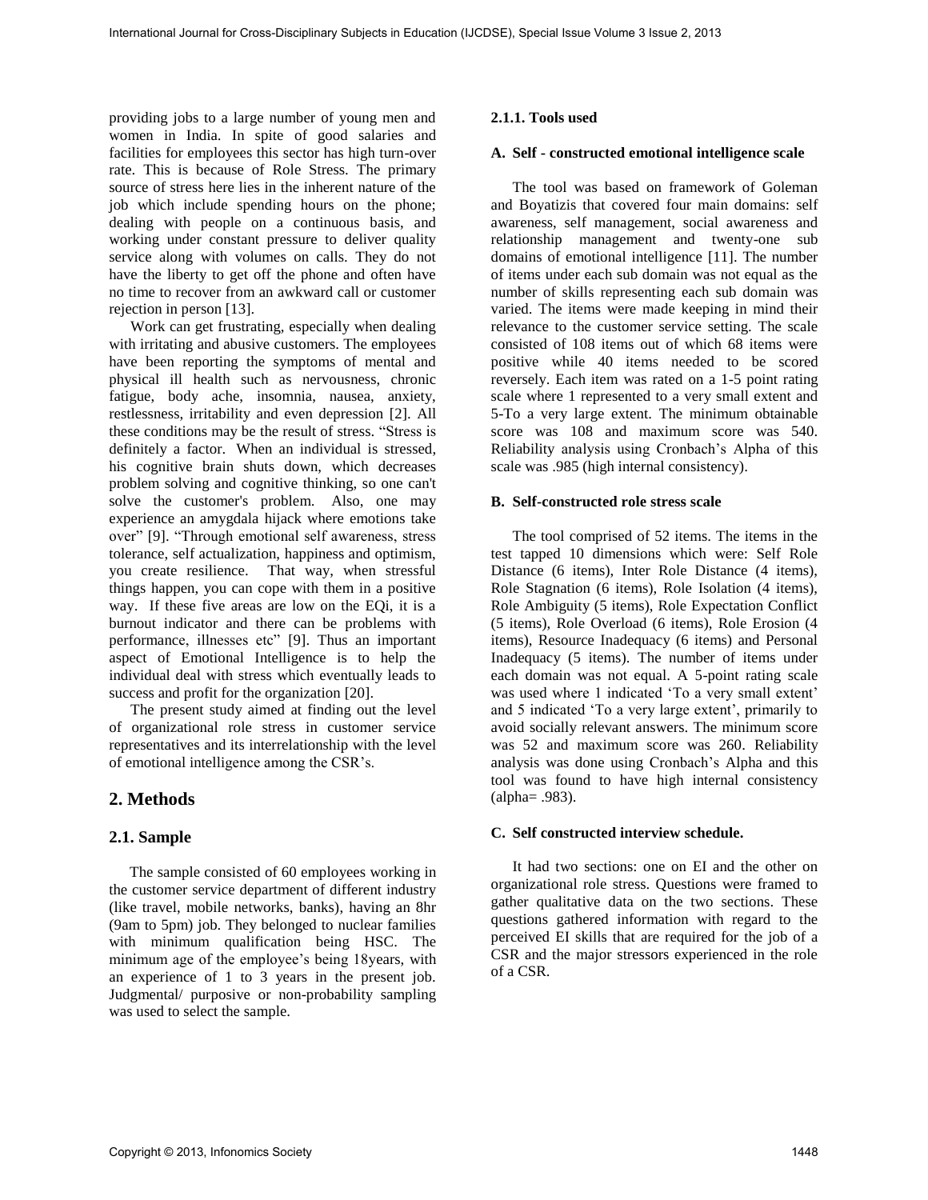providing jobs to a large number of young men and women in India. In spite of good salaries and facilities for employees this sector has high turn-over rate. This is because of Role Stress. The primary source of stress here lies in the inherent nature of the job which include spending hours on the phone; dealing with people on a continuous basis, and working under constant pressure to deliver quality service along with volumes on calls. They do not have the liberty to get off the phone and often have no time to recover from an awkward call or customer rejection in person [13].

Work can get frustrating, especially when dealing with irritating and abusive customers. The employees have been reporting the symptoms of mental and physical ill health such as nervousness, chronic fatigue, body ache, insomnia, nausea, anxiety, restlessness, irritability and even depression [2]. All these conditions may be the result of stress. "Stress is definitely a factor. When an individual is stressed, his cognitive brain shuts down, which decreases problem solving and cognitive thinking, so one can't solve the customer's problem. Also, one may experience an amygdala hijack where emotions take over" [9]. "Through emotional self awareness, stress tolerance, self actualization, happiness and optimism, you create resilience. That way, when stressful things happen, you can cope with them in a positive way. If these five areas are low on the EQi, it is a burnout indicator and there can be problems with performance, illnesses etc" [9]. Thus an important aspect of Emotional Intelligence is to help the individual deal with stress which eventually leads to success and profit for the organization [20].

The present study aimed at finding out the level of organizational role stress in customer service representatives and its interrelationship with the level of emotional intelligence among the CSR's.

## 2. Methods

### 2.1. Sample

The sample consisted of 60 employees working in the customer service department of different industry (like travel, mobile networks, banks), having an 8hr (9am to 5pm) job. They belonged to nuclear families with minimum qualification being HSC. The minimum age of the employee's being 18years, with an experience of 1 to 3 years in the present job. Judgmental/ purposive or non-probability sampling was used to select the sample.

#### 2.1.1. Tools used

**A. Self - constructed emotional intelligence scale**

The tool was based on framework of Goleman and Boyatizis that covered four main domains: self awareness, self management, social awareness and relationship management and twenty-one sub domains of emotional intelligence [11]. The number of items under each sub domain was not equal as the number of skills representing each sub domain was varied. The items were made keeping in mind their relevance to the customer service setting. The scale consisted of 108 items out of which 68 items were positive while 40 items needed to be scored reversely. Each item was rated on a 1-5 point rating scale where 1 represented to a very small extent and 5-To a very large extent. The minimum obtainable score was 108 and maximum score was 540. Reliability analysis using Cronbach's Alpha of this scale was .985 (high internal consistency).

**B. Self-constructed role stress scale**

The tool comprised of 52 items. The items in the test tapped 10 dimensions which were: Self Role Distance (6 items), Inter Role Distance (4 items), Role Stagnation (6 items), Role Isolation (4 items), Role Ambiguity (5 items), Role Expectation Conflict (5 items), Role Overload (6 items), Role Erosion (4 items), Resource Inadequacy (6 items) and Personal Inadequacy (5 items). The number of items under each domain was not equal. A 5-point rating scale was used where 1 indicated 'To a very small extent' and 5 indicated 'To a very large extent', primarily to avoid socially relevant answers. The minimum score was 52 and maximum score was 260. Reliability analysis was done using Cronbach's Alpha and this tool was found to have high internal consistency (alpha= .983).

**C. Self constructed interview schedule.**

It had two sections: one on EI and the other on organizational role stress. Questions were framed to gather qualitative data on the two sections. These questions gathered information with regard to the perceived EI skills that are required for the job of a CSR and the major stressors experienced in the role of a CSR.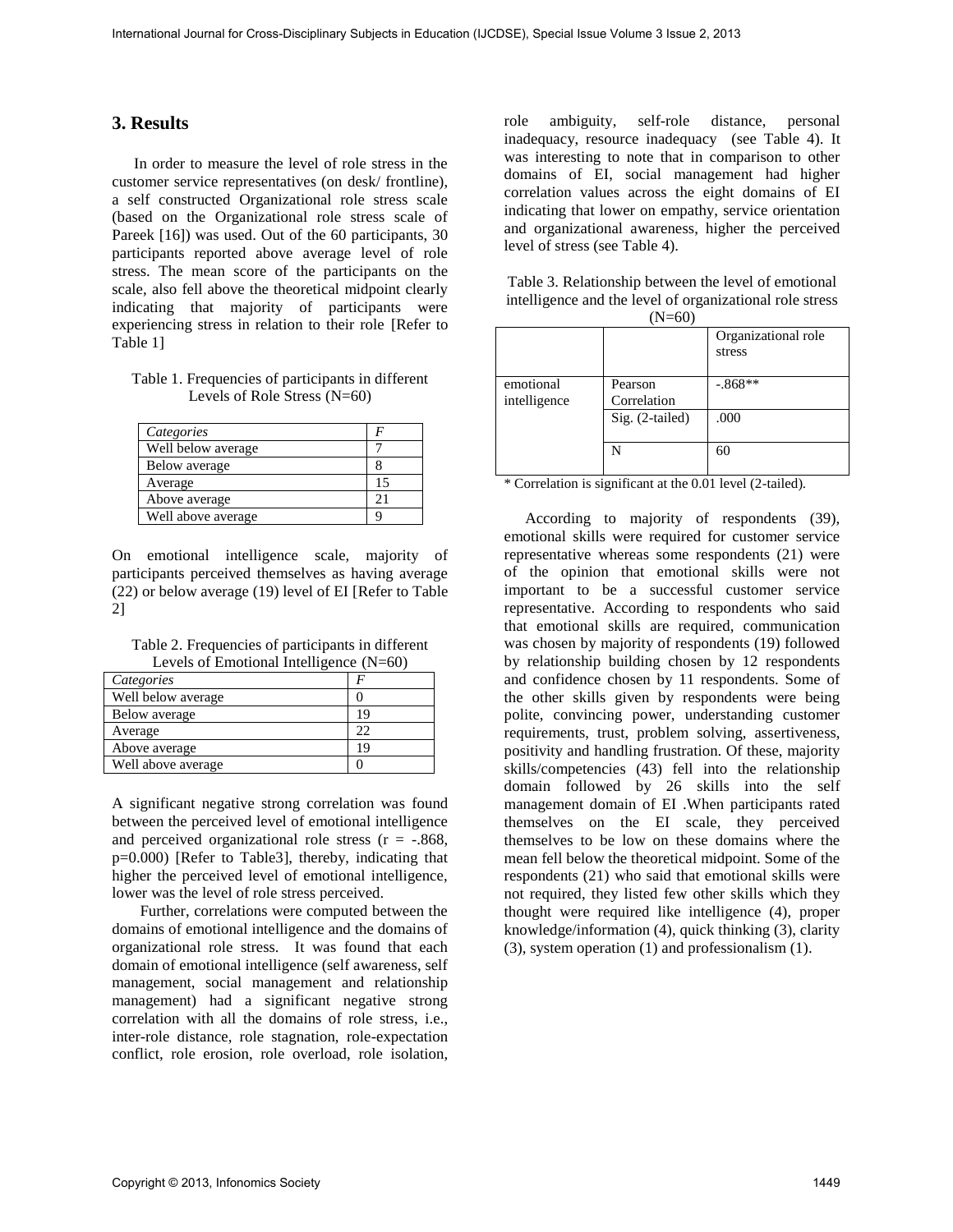## 3. Results

In order to measure the level of role stress in the customer service representatives (on desk/ frontline), a self constructed Organizational role stress scale (based on the Organizational role stress scale of Pareek [16]) was used. Out of the 60 participants, 30 participants reported above average level of role stress. The mean score of the participants on the scale, also fell above the theoretical midpoint clearly indicating that majority of participants were experiencing stress in relation to their role [Refer to Table 1]

Table 1. Frequencies of participants in different Levels of Role Stress (N=60)

| *Categories* | *F* |
|---|---|
| Well below average | 7 |
| Below average | 8 |
| Average | 15 |
| Above average | 21 |
| Well above average | 9 |

On emotional intelligence scale, majority of participants perceived themselves as having average (22) or below average (19) level of EI [Refer to Table 2]

Table 2. Frequencies of participants in different Levels of Emotional Intelligence (N=60)

| *Categories* | *F* |
|---|---|
| Well below average | 0 |
| Below average | 19 |
| Average | 22 |
| Above average | 19 |
| Well above average | 0 |

A significant negative strong correlation was found between the perceived level of emotional intelligence and perceived organizational role stress ($r = -.868$, $p=0.000$) [Refer to Table3], thereby, indicating that higher the perceived level of emotional intelligence, lower was the level of role stress perceived.

Further, correlations were computed between the domains of emotional intelligence and the domains of organizational role stress. It was found that each domain of emotional intelligence (self awareness, self management, social management and relationship management) had a significant negative strong correlation with all the domains of role stress, i.e., inter-role distance, role stagnation, role-expectation conflict, role erosion, role overload, role isolation, role ambiguity, self-role distance, personal inadequacy, resource inadequacy (see Table 4). It was interesting to note that in comparison to other domains of EI, social management had higher correlation values across the eight domains of EI indicating that lower on empathy, service orientation and organizational awareness, higher the perceived level of stress (see Table 4).

Table 3. Relationship between the level of emotional intelligence and the level of organizational role stress (N=60)

| | | Organizational role stress |
|---|---|---|
| emotional intelligence | Pearson Correlation | -.868** |
| | Sig. (2-tailed) | .000 |
| | N | 60 |

* Correlation is significant at the 0.01 level (2-tailed).

According to majority of respondents (39), emotional skills were required for customer service representative whereas some respondents (21) were of the opinion that emotional skills were not important to be a successful customer service representative. According to respondents who said that emotional skills are required, communication was chosen by majority of respondents (19) followed by relationship building chosen by 12 respondents and confidence chosen by 11 respondents. Some of the other skills given by respondents were being polite, convincing power, understanding customer requirements, trust, problem solving, assertiveness, positivity and handling frustration. Of these, majority skills/competencies (43) fell into the relationship domain followed by 26 skills into the self management domain of EI .When participants rated themselves on the EI scale, they perceived themselves to be low on these domains where the mean fell below the theoretical midpoint. Some of the respondents (21) who said that emotional skills were not required, they listed few other skills which they thought were required like intelligence (4), proper knowledge/information (4), quick thinking (3), clarity (3), system operation (1) and professionalism (1).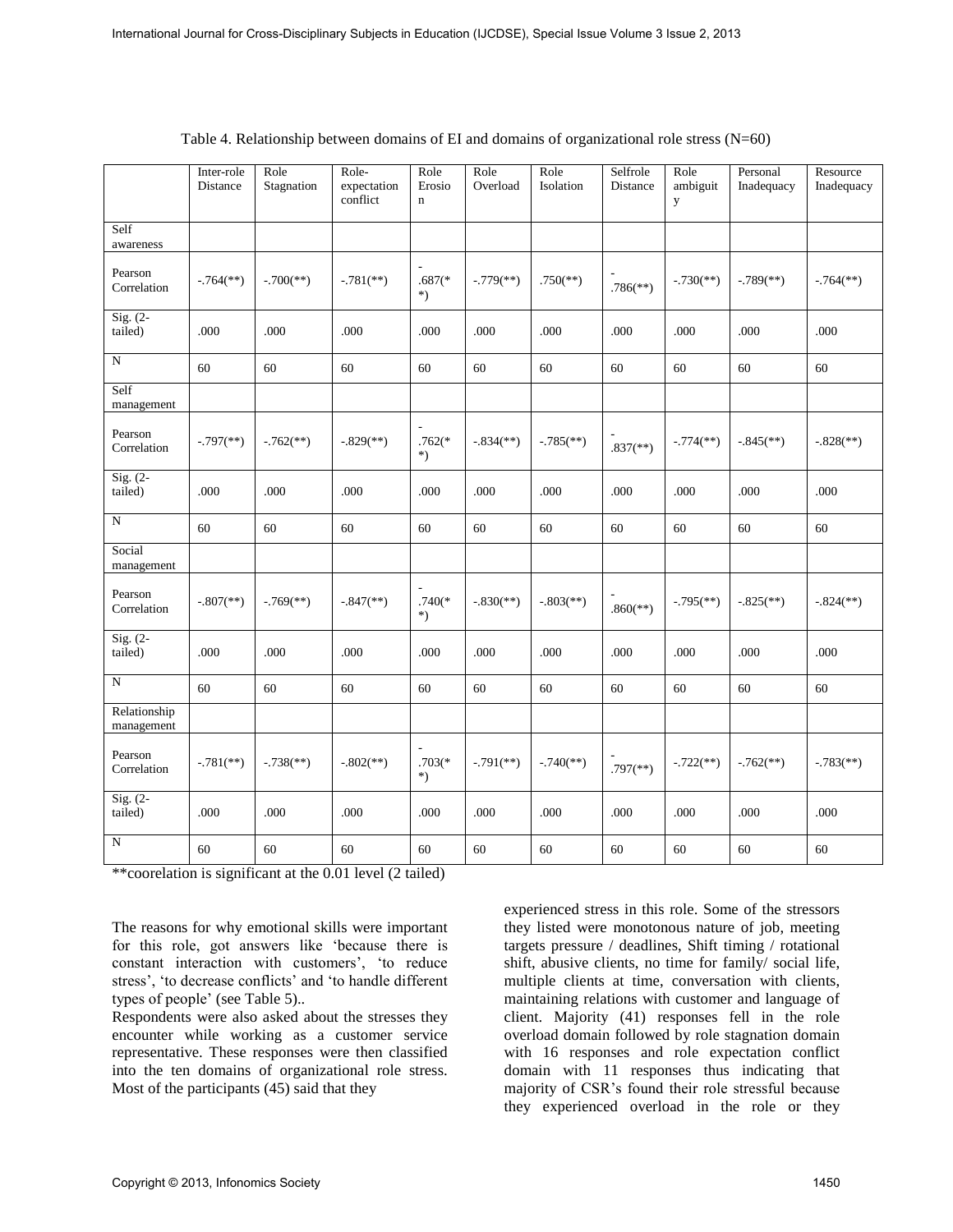Table 4. Relationship between domains of EI and domains of organizational role stress (N=60)

| | Inter-role Distance | Role Stagnation | Role-expectation conflict | Role Erosion | Role Overload | Role Isolation | Selfrole Distance | Role ambiguity | Personal Inadequacy | Resource Inadequacy |
|---|---|---|---|---|---|---|---|---|---|---|
| Self awareness | | | | | | | | | | |
| Pearson Correlation | -.764(**) | -.700(**) | -.781(**) | -.687(**) | -.779(**) | .750(**) | -.786(**) | -.730(**) | -.789(**) | -.764(**) |
| Sig. (2-tailed) | .000 | .000 | .000 | .000 | .000 | .000 | .000 | .000 | .000 | .000 |
| N | 60 | 60 | 60 | 60 | 60 | 60 | 60 | 60 | 60 | 60 |
| Self management | | | | | | | | | | |
| Pearson Correlation | -.797(**) | -.762(**) | -.829(**) | -.762(**) | -.834(**) | -.785(**) | -.837(**) | -.774(**) | -.845(**) | -.828(**) |
| Sig. (2-tailed) | .000 | .000 | .000 | .000 | .000 | .000 | .000 | .000 | .000 | .000 |
| N | 60 | 60 | 60 | 60 | 60 | 60 | 60 | 60 | 60 | 60 |
| Social management | | | | | | | | | | |
| Pearson Correlation | -.807(**) | -.769(**) | -.847(**) | -.740(**) | -.830(**) | -.803(**) | -.860(**) | -.795(**) | -.825(**) | -.824(**) |
| Sig. (2-tailed) | .000 | .000 | .000 | .000 | .000 | .000 | .000 | .000 | .000 | .000 |
| N | 60 | 60 | 60 | 60 | 60 | 60 | 60 | 60 | 60 | 60 |
| Relationship management | | | | | | | | | | |
| Pearson Correlation | -.781(**) | -.738(**) | -.802(**) | -.703(**) | -.791(**) | -.740(**) | -.797(**) | -.722(**) | -.762(**) | -.783(**) |
| Sig. (2-tailed) | .000 | .000 | .000 | .000 | .000 | .000 | .000 | .000 | .000 | .000 |
| N | 60 | 60 | 60 | 60 | 60 | 60 | 60 | 60 | 60 | 60 |

**coorelation is significant at the 0.01 level (2 tailed)

The reasons for why emotional skills were important for this role, got answers like 'because there is constant interaction with customers', 'to reduce stress', 'to decrease conflicts' and 'to handle different types of people' (see Table 5)..

Respondents were also asked about the stresses they encounter while working as a customer service representative. These responses were then classified into the ten domains of organizational role stress. Most of the participants (45) said that they experienced stress in this role. Some of the stressors they listed were monotonous nature of job, meeting targets pressure / deadlines, Shift timing / rotational shift, abusive clients, no time for family/ social life, multiple clients at time, conversation with clients, maintaining relations with customer and language of client. Majority (41) responses fell in the role overload domain followed by role stagnation domain with 16 responses and role expectation conflict domain with 11 responses thus indicating that majority of CSR's found their role stressful because they experienced overload in the role or they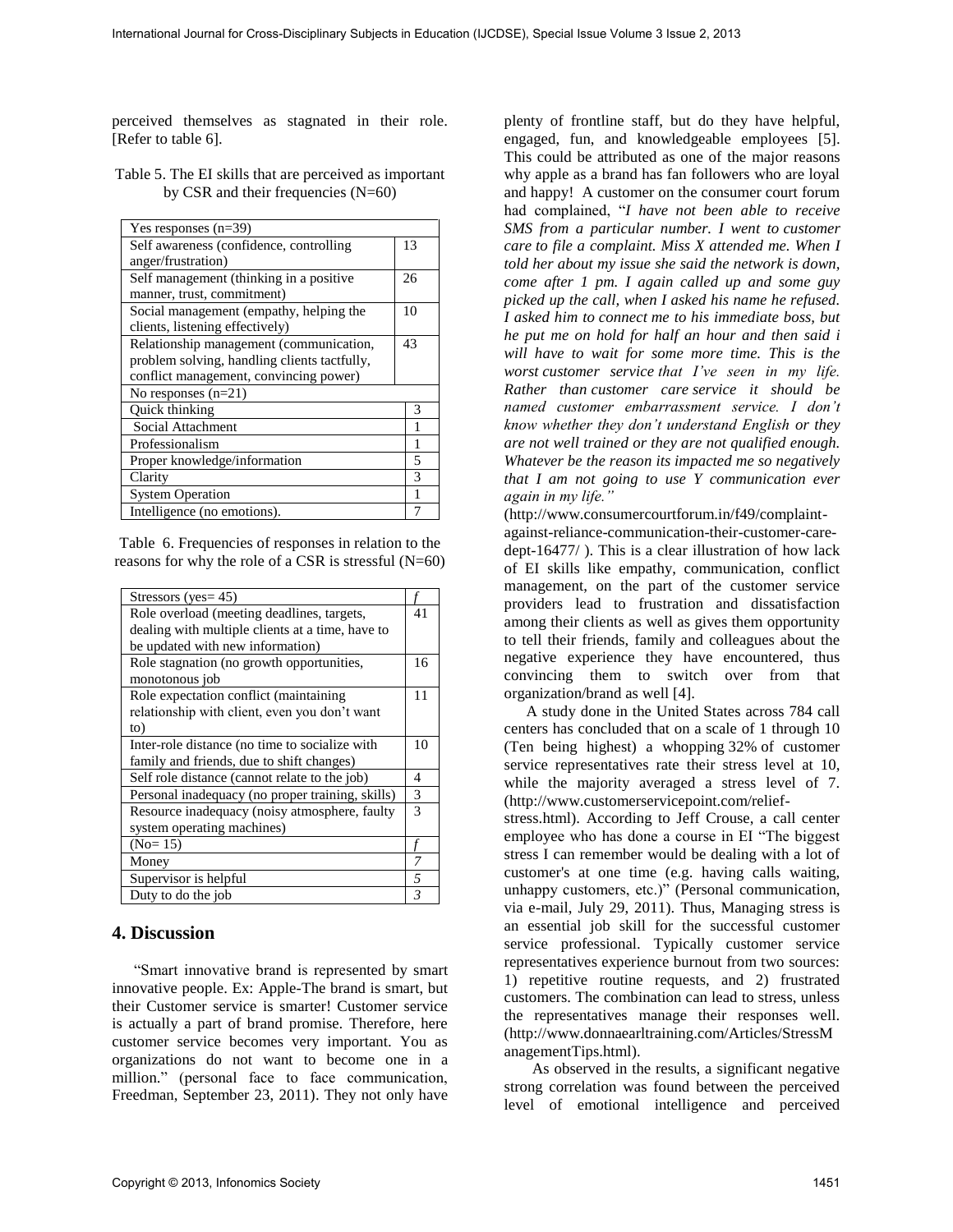perceived themselves as stagnated in their role. [Refer to table 6].

Table 5. The EI skills that are perceived as important by CSR and their frequencies (N=60)

| | |
|---|---|
| Yes responses (n=39) | |
| Self awareness (confidence, controlling anger/frustration) | 13 |
| Self management (thinking in a positive manner, trust, commitment) | 26 |
| Social management (empathy, helping the clients, listening effectively) | 10 |
| Relationship management (communication, problem solving, handling clients tactfully, conflict management, convincing power) | 43 |
| No responses (n=21) | |
| Quick thinking | 3 |
| Social Attachment | 1 |
| Professionalism | 1 |
| Proper knowledge/information | 5 |
| Clarity | 3 |
| System Operation | 1 |
| Intelligence (no emotions). | 7 |

Table 6. Frequencies of responses in relation to the reasons for why the role of a CSR is stressful (N=60)

| Stressors (yes= 45) | *f* |
|---|---|
| Role overload (meeting deadlines, targets, dealing with multiple clients at a time, have to be updated with new information) | 41 |
| Role stagnation (no growth opportunities, monotonous job | 16 |
| Role expectation conflict (maintaining relationship with client, even you don't want to) | 11 |
| Inter-role distance (no time to socialize with family and friends, due to shift changes) | 10 |
| Self role distance (cannot relate to the job) | 4 |
| Personal inadequacy (no proper training, skills) | 3 |
| Resource inadequacy (noisy atmosphere, faulty system operating machines) | 3 |
| (No= 15) | *f* |
| Money | *7* |
| Supervisor is helpful | *5* |
| Duty to do the job | *3* |

## 4. Discussion

"Smart innovative brand is represented by smart innovative people. Ex: Apple-The brand is smart, but their Customer service is smarter! Customer service is actually a part of brand promise. Therefore, here customer service becomes very important. You as organizations do not want to become one in a million." (personal face to face communication, Freedman, September 23, 2011). They not only have plenty of frontline staff, but do they have helpful, engaged, fun, and knowledgeable employees [5]. This could be attributed as one of the major reasons why apple as a brand has fan followers who are loyal and happy! A customer on the consumer court forum had complained, "*I have not been able to receive SMS from a particular number. I went to customer care to file a complaint. Miss X attended me. When I told her about my issue she said the network is down, come after 1 pm. I again called up and some guy picked up the call, when I asked his name he refused. I asked him to connect me to his immediate boss, but he put me on hold for half an hour and then said i will have to wait for some more time. This is the worst customer service that I've seen in my life. Rather than customer care service it should be named customer embarrassment service. I don't know whether they don't understand English or they are not well trained or they are not qualified enough. Whatever be the reason its impacted me so negatively that I am not going to use Y communication ever again in my life."*

(http://www.consumercourtforum.in/f49/complaint-against-reliance-communication-their-customer-care-dept-16477/ ). This is a clear illustration of how lack of EI skills like empathy, communication, conflict management, on the part of the customer service providers lead to frustration and dissatisfaction among their clients as well as gives them opportunity to tell their friends, family and colleagues about the negative experience they have encountered, thus convincing them to switch over from that organization/brand as well [4].

A study done in the United States across 784 call centers has concluded that on a scale of 1 through 10 (Ten being highest) a whopping 32% of customer service representatives rate their stress level at 10, while the majority averaged a stress level of 7. (http://www.customerservicepoint.com/relief-stress.html). According to Jeff Crouse, a call center employee who has done a course in EI "The biggest stress I can remember would be dealing with a lot of customer's at one time (e.g. having calls waiting, unhappy customers, etc.)" (Personal communication, via e-mail, July 29, 2011). Thus, Managing stress is an essential job skill for the successful customer service professional. Typically customer service representatives experience burnout from two sources: 1) repetitive routine requests, and 2) frustrated customers. The combination can lead to stress, unless the representatives manage their responses well. (http://www.donnaearltraining.com/Articles/StressManagementTips.html).

As observed in the results, a significant negative strong correlation was found between the perceived level of emotional intelligence and perceived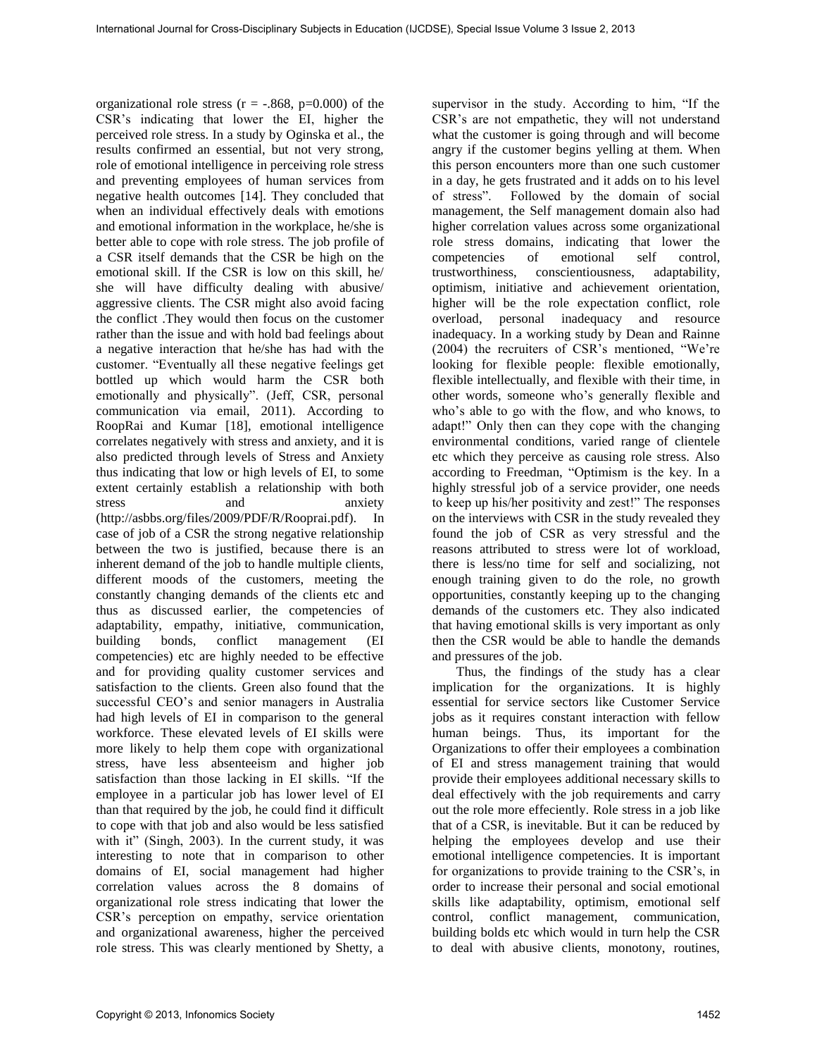organizational role stress ($r = -.868$, $p=0.000$) of the CSR's indicating that lower the EI, higher the perceived role stress. In a study by Oginska et al., the results confirmed an essential, but not very strong, role of emotional intelligence in perceiving role stress and preventing employees of human services from negative health outcomes [14]. They concluded that when an individual effectively deals with emotions and emotional information in the workplace, he/she is better able to cope with role stress. The job profile of a CSR itself demands that the CSR be high on the emotional skill. If the CSR is low on this skill, he/ she will have difficulty dealing with abusive/ aggressive clients. The CSR might also avoid facing the conflict .They would then focus on the customer rather than the issue and with hold bad feelings about a negative interaction that he/she has had with the customer. "Eventually all these negative feelings get bottled up which would harm the CSR both emotionally and physically". (Jeff, CSR, personal communication via email, 2011). According to RoopRai and Kumar [18], emotional intelligence correlates negatively with stress and anxiety, and it is also predicted through levels of Stress and Anxiety thus indicating that low or high levels of EI, to some extent certainly establish a relationship with both stress and anxiety (http://asbbs.org/files/2009/PDF/R/Rooprai.pdf). In case of job of a CSR the strong negative relationship between the two is justified, because there is an inherent demand of the job to handle multiple clients, different moods of the customers, meeting the constantly changing demands of the clients etc and thus as discussed earlier, the competencies of adaptability, empathy, initiative, communication, building bonds, conflict management (EI competencies) etc are highly needed to be effective and for providing quality customer services and satisfaction to the clients. Green also found that the successful CEO's and senior managers in Australia had high levels of EI in comparison to the general workforce. These elevated levels of EI skills were more likely to help them cope with organizational stress, have less absenteeism and higher job satisfaction than those lacking in EI skills. "If the employee in a particular job has lower level of EI than that required by the job, he could find it difficult to cope with that job and also would be less satisfied with it" (Singh, 2003). In the current study, it was interesting to note that in comparison to other domains of EI, social management had higher correlation values across the 8 domains of organizational role stress indicating that lower the CSR's perception on empathy, service orientation and organizational awareness, higher the perceived role stress. This was clearly mentioned by Shetty, a supervisor in the study. According to him, "If the CSR's are not empathetic, they will not understand what the customer is going through and will become angry if the customer begins yelling at them. When this person encounters more than one such customer in a day, he gets frustrated and it adds on to his level of stress". Followed by the domain of social management, the Self management domain also had higher correlation values across some organizational role stress domains, indicating that lower the competencies of emotional self control, trustworthiness, conscientiousness, adaptability, optimism, initiative and achievement orientation, higher will be the role expectation conflict, role overload, personal inadequacy and resource inadequacy. In a working study by Dean and Rainne (2004) the recruiters of CSR's mentioned, "We're looking for flexible people: flexible emotionally, flexible intellectually, and flexible with their time, in other words, someone who's generally flexible and who's able to go with the flow, and who knows, to adapt!" Only then can they cope with the changing environmental conditions, varied range of clientele etc which they perceive as causing role stress. Also according to Freedman, "Optimism is the key. In a highly stressful job of a service provider, one needs to keep up his/her positivity and zest!" The responses on the interviews with CSR in the study revealed they found the job of CSR as very stressful and the reasons attributed to stress were lot of workload, there is less/no time for self and socializing, not enough training given to do the role, no growth opportunities, constantly keeping up to the changing demands of the customers etc. They also indicated that having emotional skills is very important as only then the CSR would be able to handle the demands and pressures of the job.

Thus, the findings of the study has a clear implication for the organizations. It is highly essential for service sectors like Customer Service jobs as it requires constant interaction with fellow human beings. Thus, its important for the Organizations to offer their employees a combination of EI and stress management training that would provide their employees additional necessary skills to deal effectively with the job requirements and carry out the role more effeciently. Role stress in a job like that of a CSR, is inevitable. But it can be reduced by helping the employees develop and use their emotional intelligence competencies. It is important for organizations to provide training to the CSR's, in order to increase their personal and social emotional skills like adaptability, optimism, emotional self control, conflict management, communication, building bolds etc which would in turn help the CSR to deal with abusive clients, monotony, routines,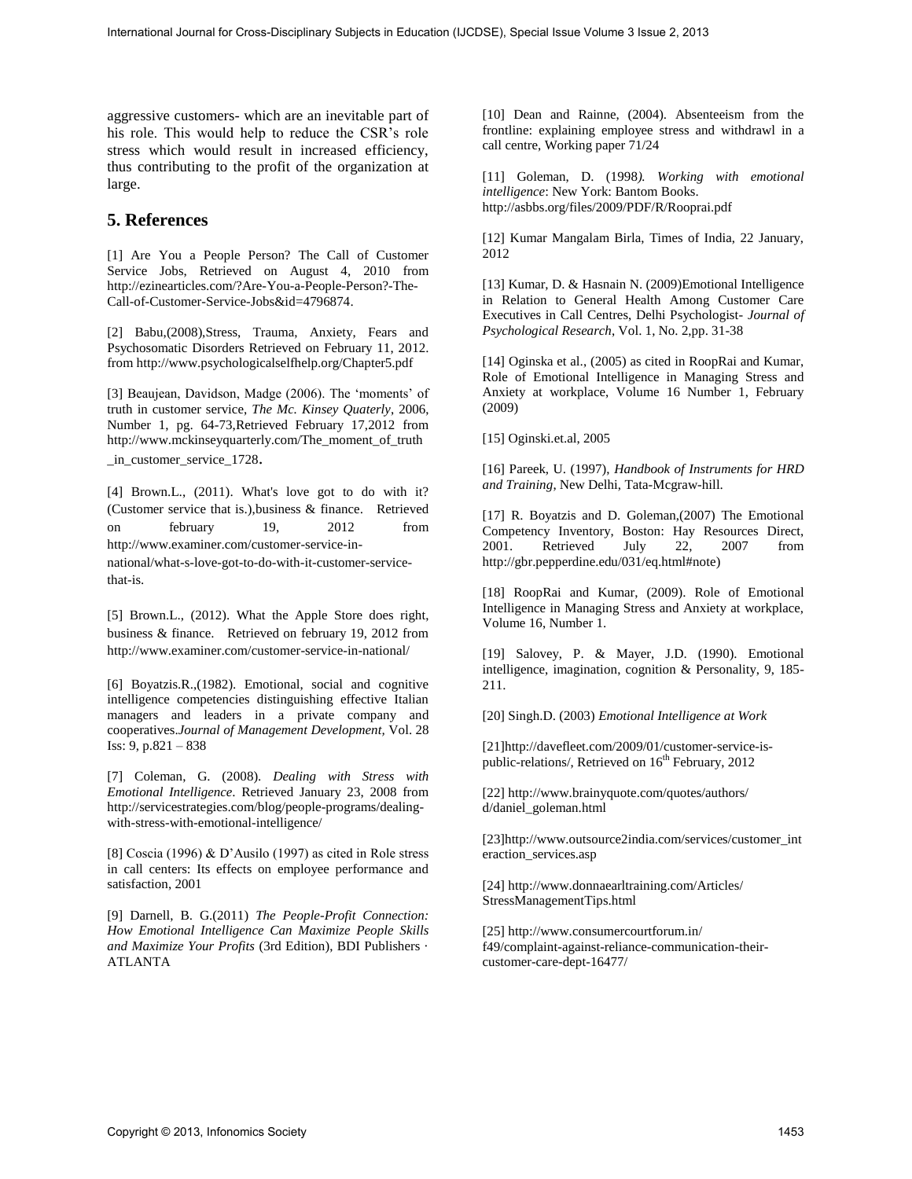aggressive customers- which are an inevitable part of his role. This would help to reduce the CSR's role stress which would result in increased efficiency, thus contributing to the profit of the organization at large.

## 5. References

[1] Are You a People Person? The Call of Customer Service Jobs, Retrieved on August 4, 2010 from http://ezinearticles.com/?Are-You-a-People-Person?-The-Call-of-Customer-Service-Jobs&id=4796874.

[2] Babu,(2008),Stress, Trauma, Anxiety, Fears and Psychosomatic Disorders Retrieved on February 11, 2012. from http://www.psychologicalselfhelp.org/Chapter5.pdf

[3] Beaujean, Davidson, Madge (2006). The 'moments' of truth in customer service, *The Mc. Kinsey Quaterly*, 2006, Number 1, pg. 64-73,Retrieved February 17,2012 from http://www.mckinseyquarterly.com/The_moment_of_truth_in_customer_service_1728.

[4] Brown.L., (2011). What's love got to do with it? (Customer service that is.),business & finance. Retrieved on february 19, 2012 from http://www.examiner.com/customer-service-in-national/what-s-love-got-to-do-with-it-customer-service-that-is.

[5] Brown.L., (2012). What the Apple Store does right, business & finance. Retrieved on february 19, 2012 from http://www.examiner.com/customer-service-in-national/

[6] Boyatzis.R.,(1982). Emotional, social and cognitive intelligence competencies distinguishing effective Italian managers and leaders in a private company and cooperatives.*Journal of Management Development*, Vol. 28 Iss: 9, p.821 – 838

[7] Coleman, G. (2008). *Dealing with Stress with Emotional Intelligence*. Retrieved January 23, 2008 from http://servicestrategies.com/blog/people-programs/dealing-with-stress-with-emotional-intelligence/

[8] Coscia (1996) & D'Ausilo (1997) as cited in Role stress in call centers: Its effects on employee performance and satisfaction, 2001

[9] Darnell, B. G.(2011) *The People-Profit Connection: How Emotional Intelligence Can Maximize People Skills and Maximize Your Profits* (3rd Edition), BDI Publishers · ATLANTA

[10] Dean and Rainne, (2004). Absenteeism from the frontline: explaining employee stress and withdrawl in a call centre, Working paper 71/24

[11] Goleman, D. (1998*). Working with emotional intelligence*: New York: Bantom Books. http://asbbs.org/files/2009/PDF/R/Rooprai.pdf

[12] Kumar Mangalam Birla, Times of India, 22 January, 2012

[13] Kumar, D. & Hasnain N. (2009)Emotional Intelligence in Relation to General Health Among Customer Care Executives in Call Centres, Delhi Psychologist- *Journal of Psychological Research*, Vol. 1, No. 2,pp. 31-38

[14] Oginska et al., (2005) as cited in RoopRai and Kumar, Role of Emotional Intelligence in Managing Stress and Anxiety at workplace, Volume 16 Number 1, February (2009)

[15] Oginski.et.al, 2005

[16] Pareek, U. (1997), *Handbook of Instruments for HRD and Training*, New Delhi, Tata-Mcgraw-hill.

[17] R. Boyatzis and D. Goleman,(2007) The Emotional Competency Inventory, Boston: Hay Resources Direct, 2001. Retrieved July 22, 2007 from http://gbr.pepperdine.edu/031/eq.html#note)

[18] RoopRai and Kumar, (2009). Role of Emotional Intelligence in Managing Stress and Anxiety at workplace, Volume 16, Number 1.

[19] Salovey, P. & Mayer, J.D. (1990). Emotional intelligence, imagination, cognition & Personality, 9, 185-211.

[20] Singh.D. (2003) *Emotional Intelligence at Work*

[21]http://davefleet.com/2009/01/customer-service-is-public-relations/, Retrieved on 16th February, 2012

[22] http://www.brainyquote.com/quotes/authors/d/daniel_goleman.html

[23]http://www.outsource2india.com/services/customer_interaction_services.asp

[24] http://www.donnaearltraining.com/Articles/StressManagementTips.html

[25] http://www.consumercourtforum.in/f49/complaint-against-reliance-communication-their-customer-care-dept-16477/